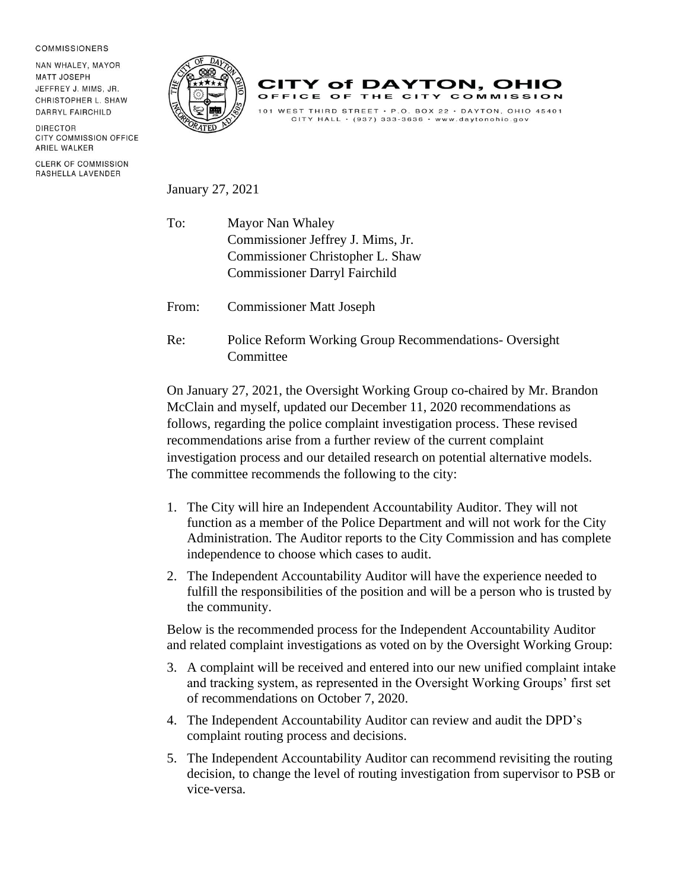COMMISSIONERS

NAN WHALEY, MAYOR
MATT JOSEPH
JEFFREY J. MIMS, JR.
CHRISTOPHER L. SHAW
DARRYL FAIRCHILD

DIRECTOR
CITY COMMISSION OFFICE
ARIEL WALKER

CLERK OF COMMISSION
RASHELLA LAVENDER

**CITY of DAYTON, OHIO**
**OFFICE OF THE CITY COMMISSION**

101 WEST THIRD STREET • P.O. BOX 22 • DAYTON, OHIO 45401
CITY HALL • (937) 333-3636 • www.daytonohio.gov

January 27, 2021

To: Mayor Nan Whaley
Commissioner Jeffrey J. Mims, Jr.
Commissioner Christopher L. Shaw
Commissioner Darryl Fairchild

From: Commissioner Matt Joseph

Re: Police Reform Working Group Recommendations- Oversight Committee

On January 27, 2021, the Oversight Working Group co-chaired by Mr. Brandon McClain and myself, updated our December 11, 2020 recommendations as follows, regarding the police complaint investigation process. These revised recommendations arise from a further review of the current complaint investigation process and our detailed research on potential alternative models. The committee recommends the following to the city:

1. The City will hire an Independent Accountability Auditor. They will not function as a member of the Police Department and will not work for the City Administration. The Auditor reports to the City Commission and has complete independence to choose which cases to audit.
2. The Independent Accountability Auditor will have the experience needed to fulfill the responsibilities of the position and will be a person who is trusted by the community.

Below is the recommended process for the Independent Accountability Auditor and related complaint investigations as voted on by the Oversight Working Group:

3. A complaint will be received and entered into our new unified complaint intake and tracking system, as represented in the Oversight Working Groups' first set of recommendations on October 7, 2020.
4. The Independent Accountability Auditor can review and audit the DPD's complaint routing process and decisions.
5. The Independent Accountability Auditor can recommend revisiting the routing decision, to change the level of routing investigation from supervisor to PSB or vice-versa.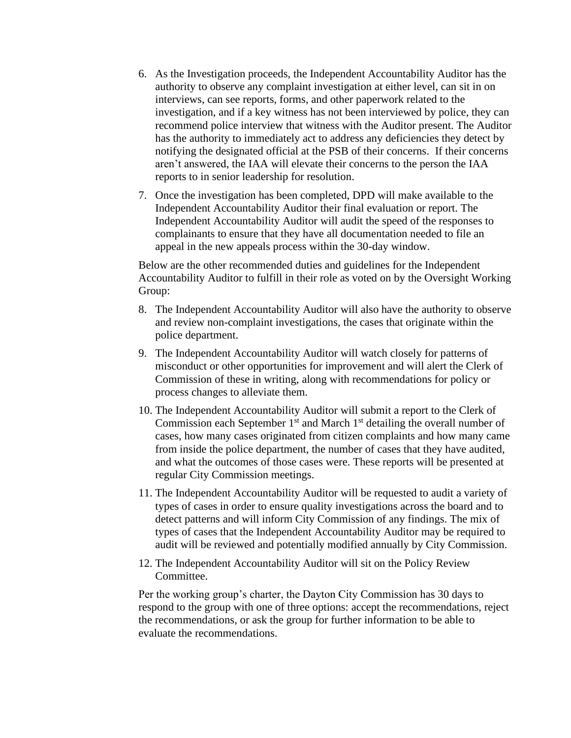6. As the Investigation proceeds, the Independent Accountability Auditor has the authority to observe any complaint investigation at either level, can sit in on interviews, can see reports, forms, and other paperwork related to the investigation, and if a key witness has not been interviewed by police, they can recommend police interview that witness with the Auditor present. The Auditor has the authority to immediately act to address any deficiencies they detect by notifying the designated official at the PSB of their concerns. If their concerns aren't answered, the IAA will elevate their concerns to the person the IAA reports to in senior leadership for resolution.

7. Once the investigation has been completed, DPD will make available to the Independent Accountability Auditor their final evaluation or report. The Independent Accountability Auditor will audit the speed of the responses to complainants to ensure that they have all documentation needed to file an appeal in the new appeals process within the 30-day window.

Below are the other recommended duties and guidelines for the Independent Accountability Auditor to fulfill in their role as voted on by the Oversight Working Group:

8. The Independent Accountability Auditor will also have the authority to observe and review non-complaint investigations, the cases that originate within the police department.

9. The Independent Accountability Auditor will watch closely for patterns of misconduct or other opportunities for improvement and will alert the Clerk of Commission of these in writing, along with recommendations for policy or process changes to alleviate them.

10. The Independent Accountability Auditor will submit a report to the Clerk of Commission each September 1st and March 1st detailing the overall number of cases, how many cases originated from citizen complaints and how many came from inside the police department, the number of cases that they have audited, and what the outcomes of those cases were. These reports will be presented at regular City Commission meetings.

11. The Independent Accountability Auditor will be requested to audit a variety of types of cases in order to ensure quality investigations across the board and to detect patterns and will inform City Commission of any findings. The mix of types of cases that the Independent Accountability Auditor may be required to audit will be reviewed and potentially modified annually by City Commission.

12. The Independent Accountability Auditor will sit on the Policy Review Committee.

Per the working group's charter, the Dayton City Commission has 30 days to respond to the group with one of three options: accept the recommendations, reject the recommendations, or ask the group for further information to be able to evaluate the recommendations.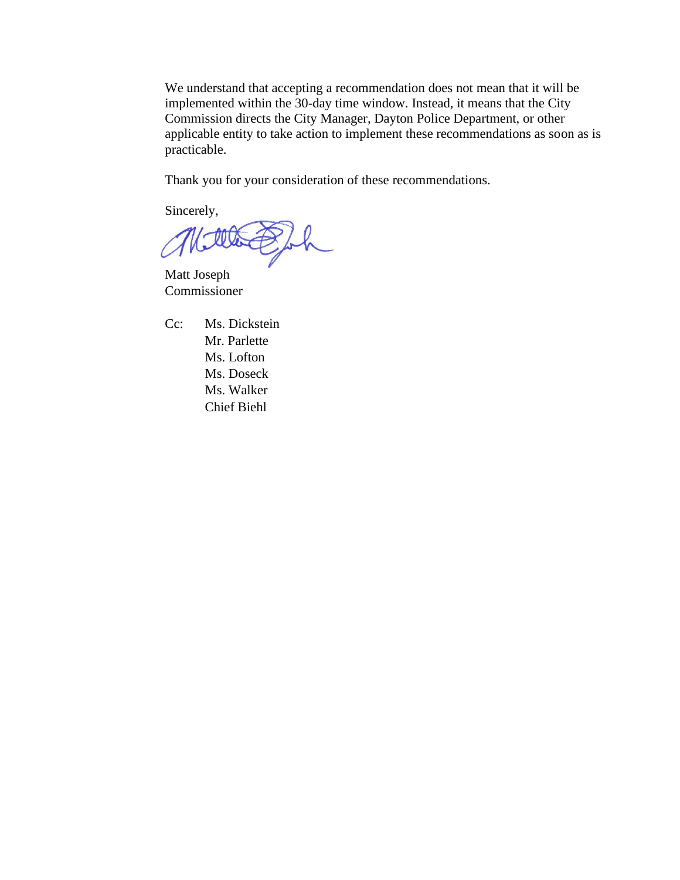We understand that accepting a recommendation does not mean that it will be implemented within the 30-day time window. Instead, it means that the City Commission directs the City Manager, Dayton Police Department, or other applicable entity to take action to implement these recommendations as soon as is practicable.

Thank you for your consideration of these recommendations.

Sincerely,

Matt Joseph
Commissioner

Cc: Ms. Dickstein
Mr. Parlette
Ms. Lofton
Ms. Doseck
Ms. Walker
Chief Biehl